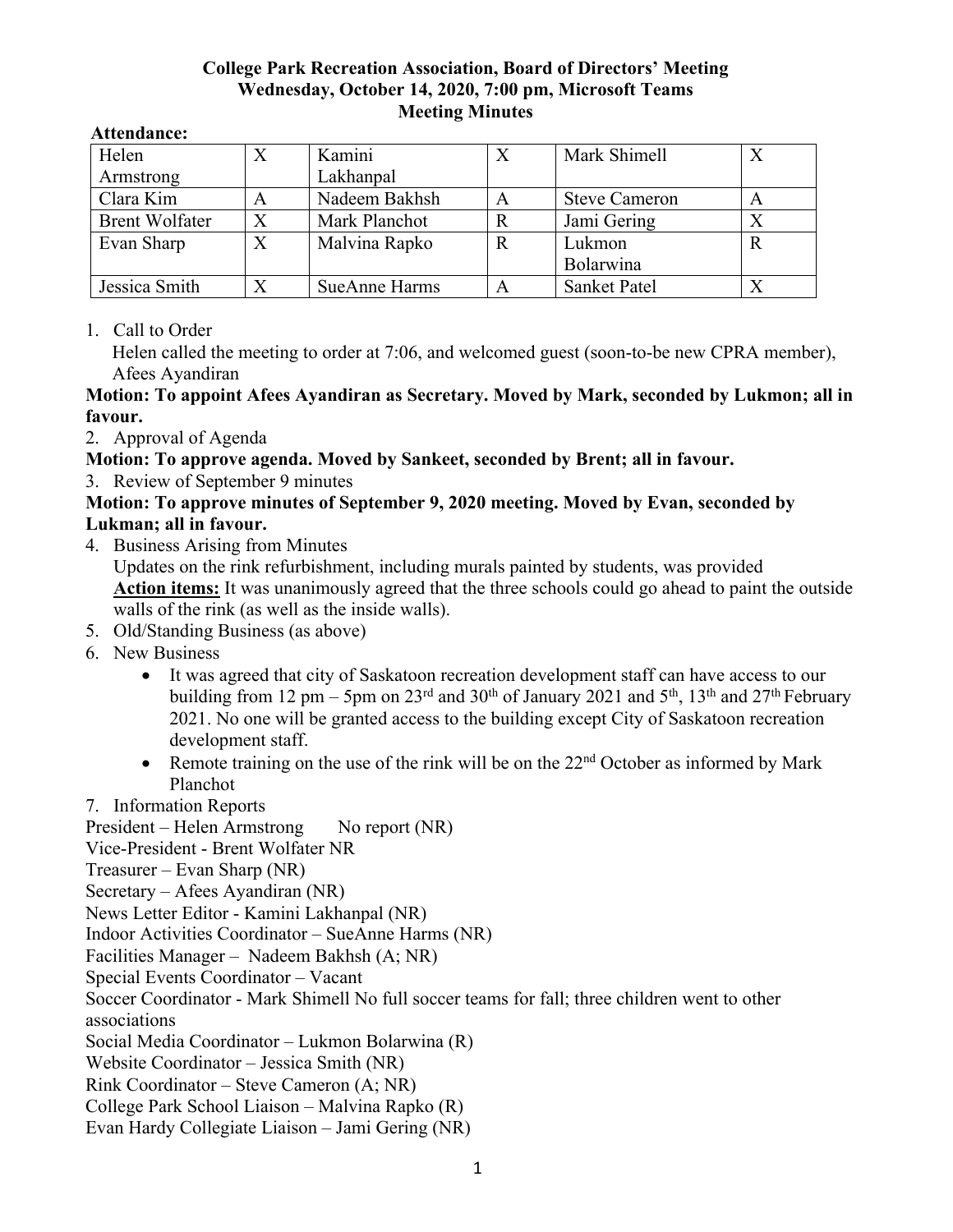**College Park Recreation Association, Board of Directors' Meeting**
**Wednesday, October 14, 2020, 7:00 pm, Microsoft Teams**
**Meeting Minutes**

**Attendance:**

| | | | | | |
|---|---|---|---|---|---|
| Helen Armstrong | X | Kamini Lakhanpal | X | Mark Shimell | X |
| Clara Kim | A | Nadeem Bakhsh | A | Steve Cameron | A |
| Brent Wolfater | X | Mark Planchot | R | Jami Gering | X |
| Evan Sharp | X | Malvina Rapko | R | Lukmon Bolarwina | R |
| Jessica Smith | X | SueAnne Harms | A | Sanket Patel | X |

1. Call to Order
   Helen called the meeting to order at 7:06, and welcomed guest (soon-to-be new CPRA member), Afees Ayandiran

**Motion: To appoint Afees Ayandiran as Secretary. Moved by Mark, seconded by Lukmon; all in favour.**

2. Approval of Agenda

**Motion: To approve agenda. Moved by Sankeet, seconded by Brent; all in favour.**

3. Review of September 9 minutes

**Motion: To approve minutes of September 9, 2020 meeting. Moved by Evan, seconded by Lukman; all in favour.**

4. Business Arising from Minutes
   Updates on the rink refurbishment, including murals painted by students, was provided
   **Action items:** It was unanimously agreed that the three schools could go ahead to paint the outside walls of the rink (as well as the inside walls).
5. Old/Standing Business (as above)
6. New Business
   - It was agreed that city of Saskatoon recreation development staff can have access to our building from 12 pm – 5pm on 23rd and 30th of January 2021 and 5th, 13th and 27th February 2021. No one will be granted access to the building except City of Saskatoon recreation development staff.
   - Remote training on the use of the rink will be on the 22nd October as informed by Mark Planchot
7. Information Reports

President – Helen Armstrong No report (NR)
Vice-President - Brent Wolfater NR
Treasurer – Evan Sharp (NR)
Secretary – Afees Ayandiran (NR)
News Letter Editor - Kamini Lakhanpal (NR)
Indoor Activities Coordinator – SueAnne Harms (NR)
Facilities Manager – Nadeem Bakhsh (A; NR)
Special Events Coordinator – Vacant
Soccer Coordinator - Mark Shimell No full soccer teams for fall; three children went to other associations
Social Media Coordinator – Lukmon Bolarwina (R)
Website Coordinator – Jessica Smith (NR)
Rink Coordinator – Steve Cameron (A; NR)
College Park School Liaison – Malvina Rapko (R)
Evan Hardy Collegiate Liaison – Jami Gering (NR)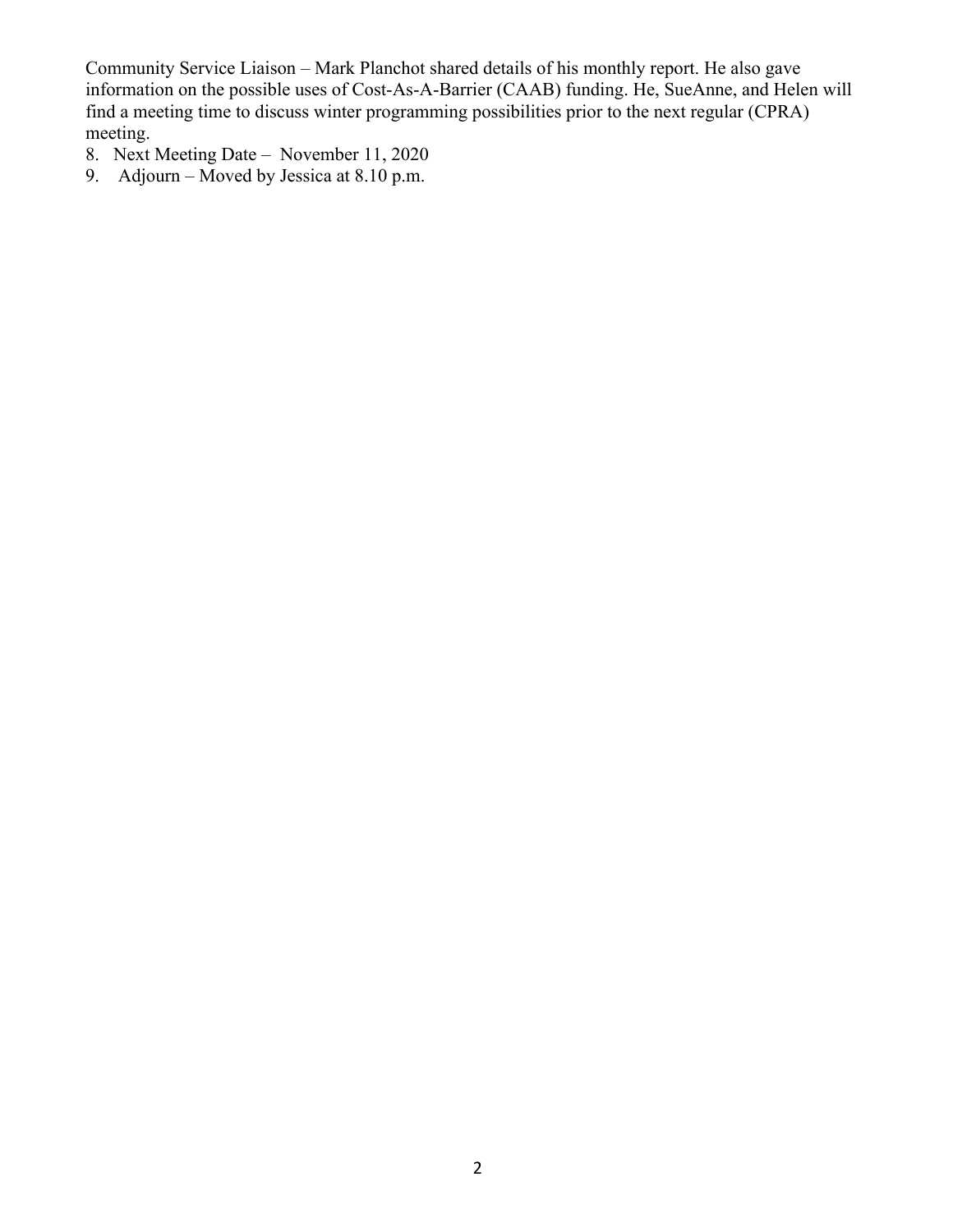Community Service Liaison – Mark Planchot shared details of his monthly report. He also gave information on the possible uses of Cost-As-A-Barrier (CAAB) funding. He, SueAnne, and Helen will find a meeting time to discuss winter programming possibilities prior to the next regular (CPRA) meeting.

8. Next Meeting Date – November 11, 2020
9. Adjourn – Moved by Jessica at 8.10 p.m.